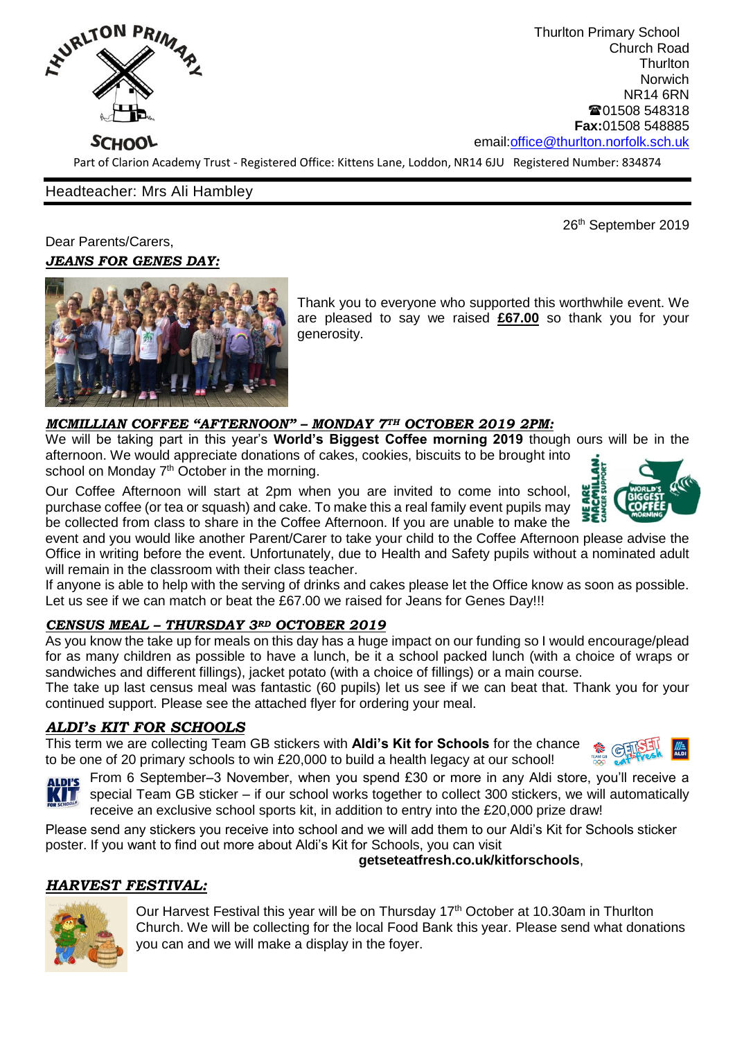Thurlton Primary School
Church Road
Thurlton
Norwich
NR14 6RN
☎01508 548318
**Fax:**01508 548885
email:office@thurlton.norfolk.sch.uk

Part of Clarion Academy Trust - Registered Office: Kittens Lane, Loddon, NR14 6JU Registered Number: 834874

Headteacher: Mrs Ali Hambley

26th September 2019

Dear Parents/Carers,

## ***JEANS FOR GENES DAY:***

Thank you to everyone who supported this worthwhile event. We are pleased to say we raised **£67.00** so thank you for your generosity.

## ***MCMILLIAN COFFEE "AFTERNOON" – MONDAY 7TH OCTOBER 2019 2PM:***

We will be taking part in this year's **World's Biggest Coffee morning 2019** though ours will be in the afternoon. We would appreciate donations of cakes, cookies, biscuits to be brought into school on Monday 7th October in the morning.

Our Coffee Afternoon will start at 2pm when you are invited to come into school, purchase coffee (or tea or squash) and cake. To make this a real family event pupils may be collected from class to share in the Coffee Afternoon. If you are unable to make the event and you would like another Parent/Carer to take your child to the Coffee Afternoon please advise the Office in writing before the event. Unfortunately, due to Health and Safety pupils without a nominated adult will remain in the classroom with their class teacher.

If anyone is able to help with the serving of drinks and cakes please let the Office know as soon as possible. Let us see if we can match or beat the £67.00 we raised for Jeans for Genes Day!!!

## ***CENSUS MEAL – THURSDAY 3RD OCTOBER 2019***

As you know the take up for meals on this day has a huge impact on our funding so I would encourage/plead for as many children as possible to have a lunch, be it a school packed lunch (with a choice of wraps or sandwiches and different fillings), jacket potato (with a choice of fillings) or a main course.

The take up last census meal was fantastic (60 pupils) let us see if we can beat that. Thank you for your continued support. Please see the attached flyer for ordering your meal.

## ***ALDI's KIT FOR SCHOOLS***

This term we are collecting Team GB stickers with **Aldi's Kit for Schools** for the chance to be one of 20 primary schools to win £20,000 to build a health legacy at our school!

From 6 September–3 November, when you spend £30 or more in any Aldi store, you'll receive a special Team GB sticker – if our school works together to collect 300 stickers, we will automatically receive an exclusive school sports kit, in addition to entry into the £20,000 prize draw!

Please send any stickers you receive into school and we will add them to our Aldi's Kit for Schools sticker poster. If you want to find out more about Aldi's Kit for Schools, you can visit **getseteatfresh.co.uk/kitforschools**,

## ***HARVEST FESTIVAL:***

Our Harvest Festival this year will be on Thursday 17th October at 10.30am in Thurlton Church. We will be collecting for the local Food Bank this year. Please send what donations you can and we will make a display in the foyer.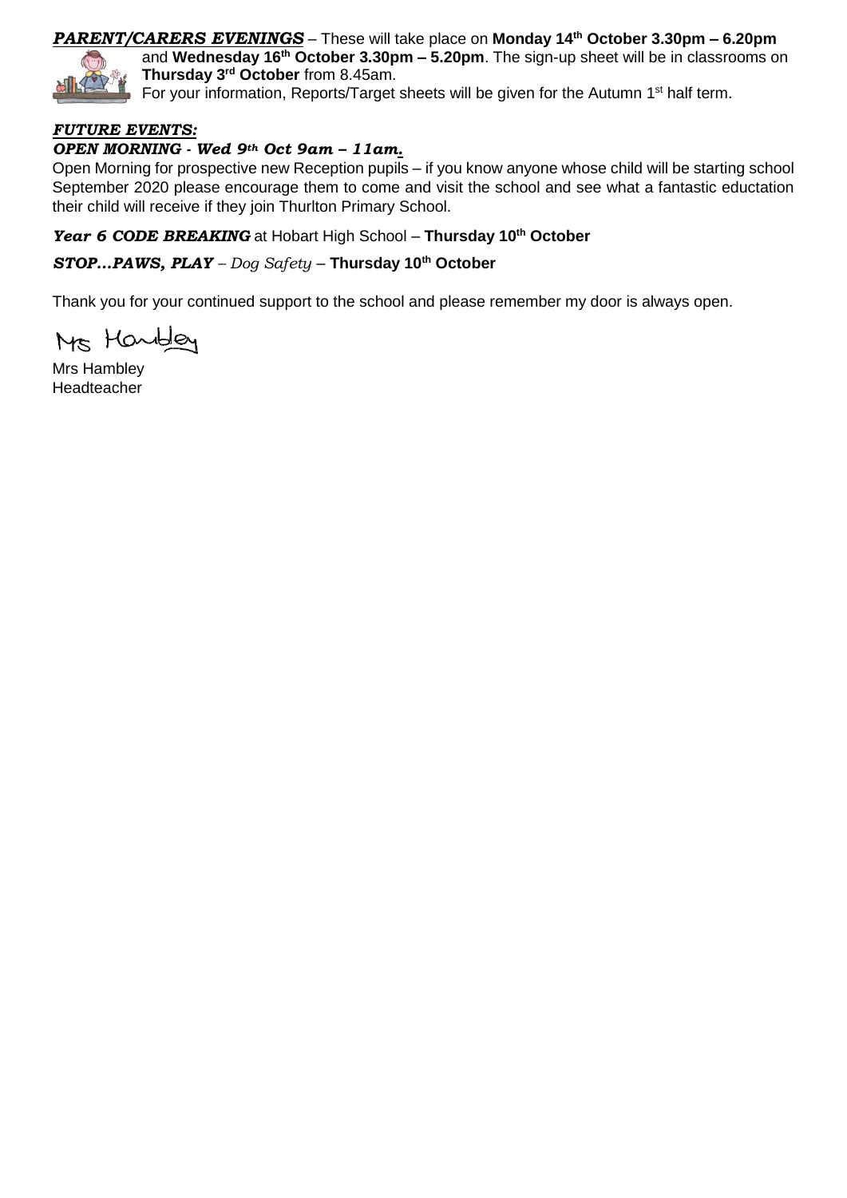***PARENT/CARERS EVENINGS*** – These will take place on **Monday 14th October 3.30pm – 6.20pm** and **Wednesday 16th October 3.30pm – 5.20pm**. The sign-up sheet will be in classrooms on **Thursday 3rd October** from 8.45am.

For your information, Reports/Target sheets will be given for the Autumn 1st half term.

***FUTURE EVENTS:***

***OPEN MORNING - Wed 9th Oct 9am – 11am.***

Open Morning for prospective new Reception pupils – if you know anyone whose child will be starting school September 2020 please encourage them to come and visit the school and see what a fantastic eductation their child will receive if they join Thurlton Primary School.

***Year 6 CODE BREAKING*** at Hobart High School – **Thursday 10th October**

***STOP…PAWS, PLAY*** *– Dog Safety* – **Thursday 10th October**

Thank you for your continued support to the school and please remember my door is always open.

Mrs Hambley

Mrs Hambley
Headteacher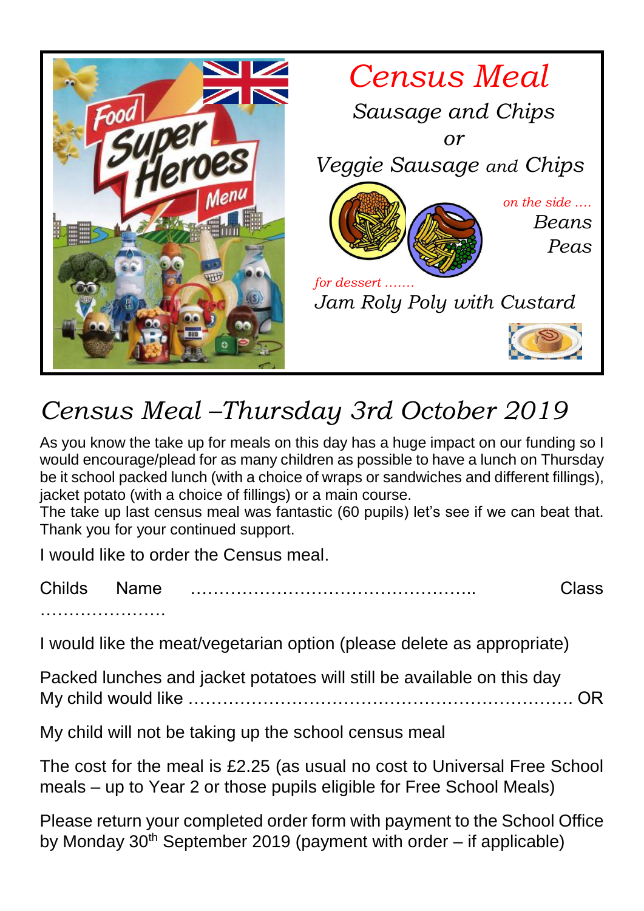# *Census Meal*

*Sausage and Chips*

*or*

*Veggie Sausage and Chips*

*on the side ....*

*Beans*

*Peas*

*for dessert .......*

*Jam Roly Poly with Custard*

## *Census Meal –Thursday 3rd October 2019*

As you know the take up for meals on this day has a huge impact on our funding so I would encourage/plead for as many children as possible to have a lunch on Thursday be it school packed lunch (with a choice of wraps or sandwiches and different fillings), jacket potato (with a choice of fillings) or a main course.

The take up last census meal was fantastic (60 pupils) let's see if we can beat that. Thank you for your continued support.

I would like to order the Census meal.

Childs Name ………………………………………….. Class ………………….

I would like the meat/vegetarian option (please delete as appropriate)

Packed lunches and jacket potatoes will still be available on this day
My child would like ………………………………………………………… OR

My child will not be taking up the school census meal

The cost for the meal is £2.25 (as usual no cost to Universal Free School meals – up to Year 2 or those pupils eligible for Free School Meals)

Please return your completed order form with payment to the School Office by Monday 30th September 2019 (payment with order – if applicable)